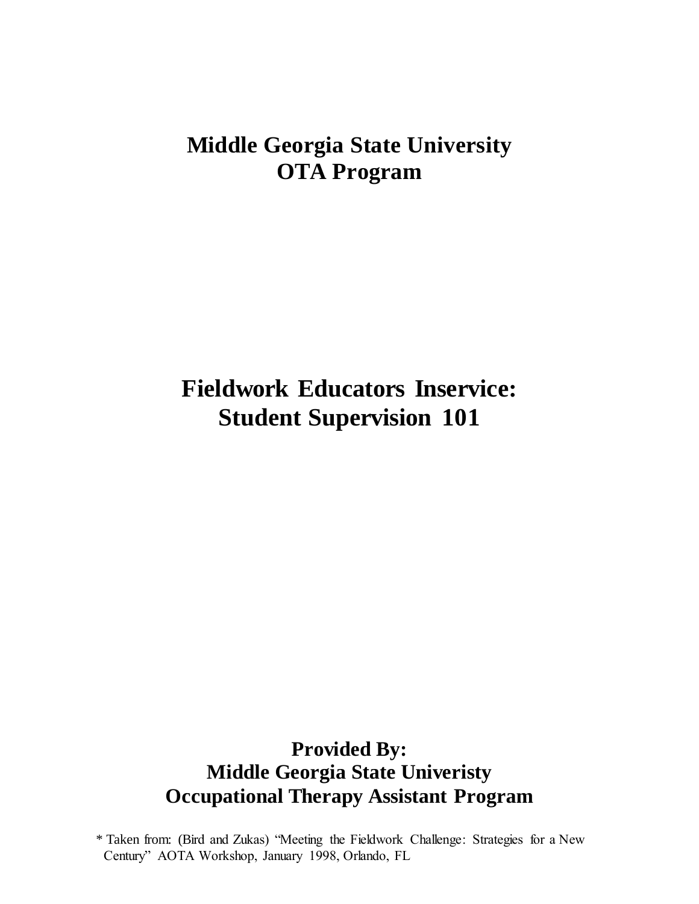# Middle Georgia State University
# OTA Program

# Fieldwork Educators Inservice: Student Supervision 101

**Provided By:**
**Middle Georgia State Univeristy**
**Occupational Therapy Assistant Program**

* Taken from: (Bird and Zukas) "Meeting the Fieldwork Challenge: Strategies for a New Century" AOTA Workshop, January 1998, Orlando, FL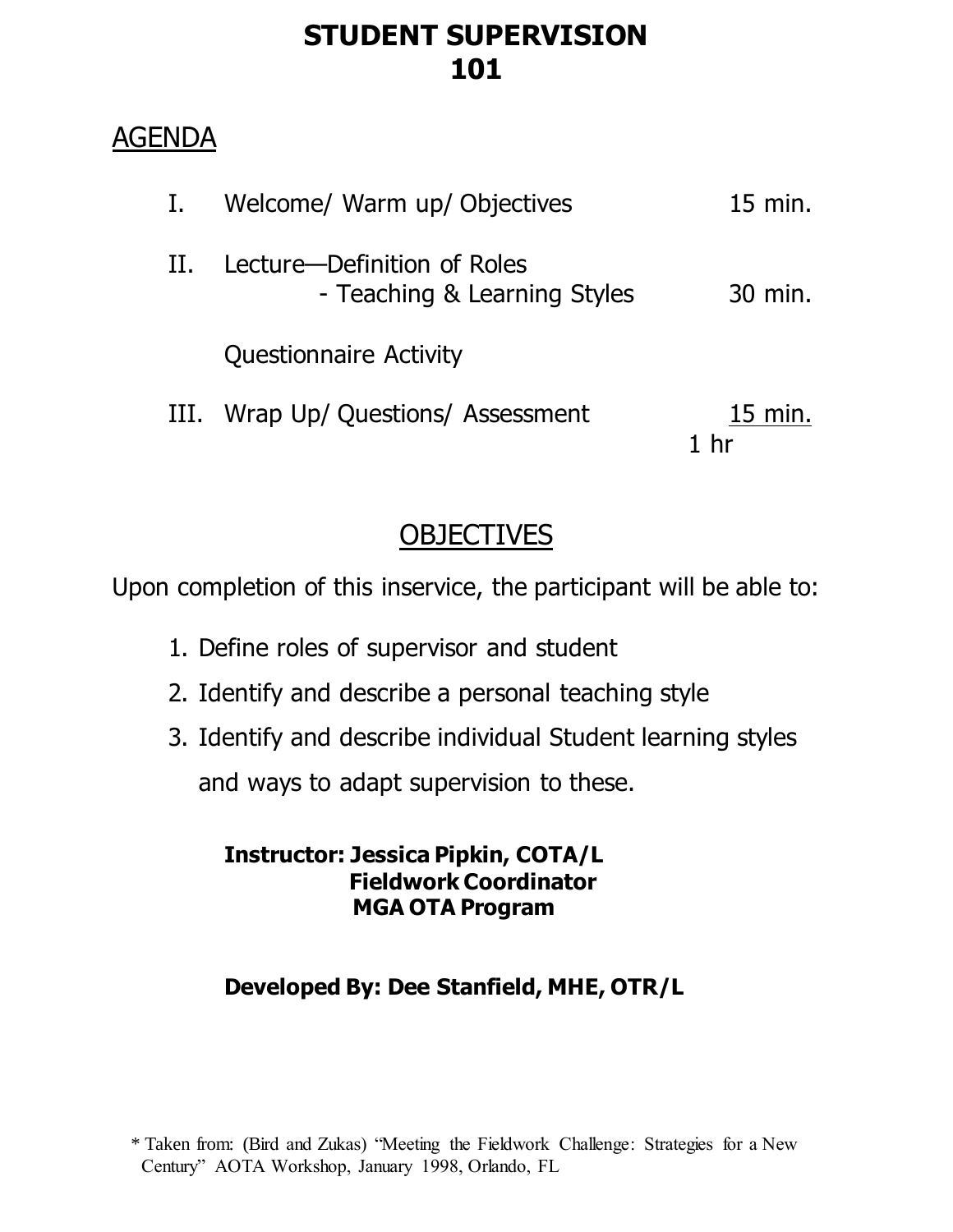# STUDENT SUPERVISION 101

## AGENDA

| | | |
|---|---|---|
| I. | Welcome/ Warm up/ Objectives | 15 min. |
| II. | Lecture—Definition of Roles<br>- Teaching & Learning Styles | 30 min. |
| | Questionnaire Activity | |
| III. | Wrap Up/ Questions/ Assessment | 15 min. |
| | | 1 hr |

## OBJECTIVES

Upon completion of this inservice, the participant will be able to:

1. Define roles of supervisor and student
2. Identify and describe a personal teaching style
3. Identify and describe individual Student learning styles and ways to adapt supervision to these.

**Instructor: Jessica Pipkin, COTA/L**
**Fieldwork Coordinator**
**MGA OTA Program**

**Developed By: Dee Stanfield, MHE, OTR/L**

* Taken from: (Bird and Zukas) "Meeting the Fieldwork Challenge: Strategies for a New Century" AOTA Workshop, January 1998, Orlando, FL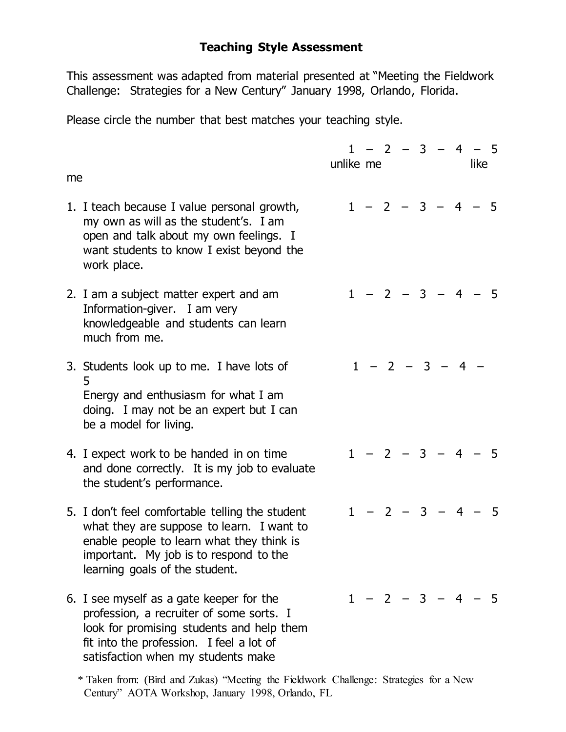# Teaching Style Assessment

This assessment was adapted from material presented at "Meeting the Fieldwork Challenge: Strategies for a New Century" January 1998, Orlando, Florida.

Please circle the number that best matches your teaching style.

| | 1 – 2 – 3 – 4 – 5 (unlike me ... like me) |
|---|---|
| 1. I teach because I value personal growth, my own as will as the student's. I am open and talk about my own feelings. I want students to know I exist beyond the work place. | 1 – 2 – 3 – 4 – 5 |
| 2. I am a subject matter expert and am Information-giver. I am very knowledgeable and students can learn much from me. | 1 – 2 – 3 – 4 – 5 |
| 3. Students look up to me. I have lots of Energy and enthusiasm for what I am doing. I may not be an expert but I can be a model for living. | 1 – 2 – 3 – 4 – 5 |
| 4. I expect work to be handed in on time and done correctly. It is my job to evaluate the student's performance. | 1 – 2 – 3 – 4 – 5 |
| 5. I don't feel comfortable telling the student what they are suppose to learn. I want to enable people to learn what they think is important. My job is to respond to the learning goals of the student. | 1 – 2 – 3 – 4 – 5 |
| 6. I see myself as a gate keeper for the profession, a recruiter of some sorts. I look for promising students and help them fit into the profession. I feel a lot of satisfaction when my students make | 1 – 2 – 3 – 4 – 5 |

* Taken from: (Bird and Zukas) "Meeting the Fieldwork Challenge: Strategies for a New Century" AOTA Workshop, January 1998, Orlando, FL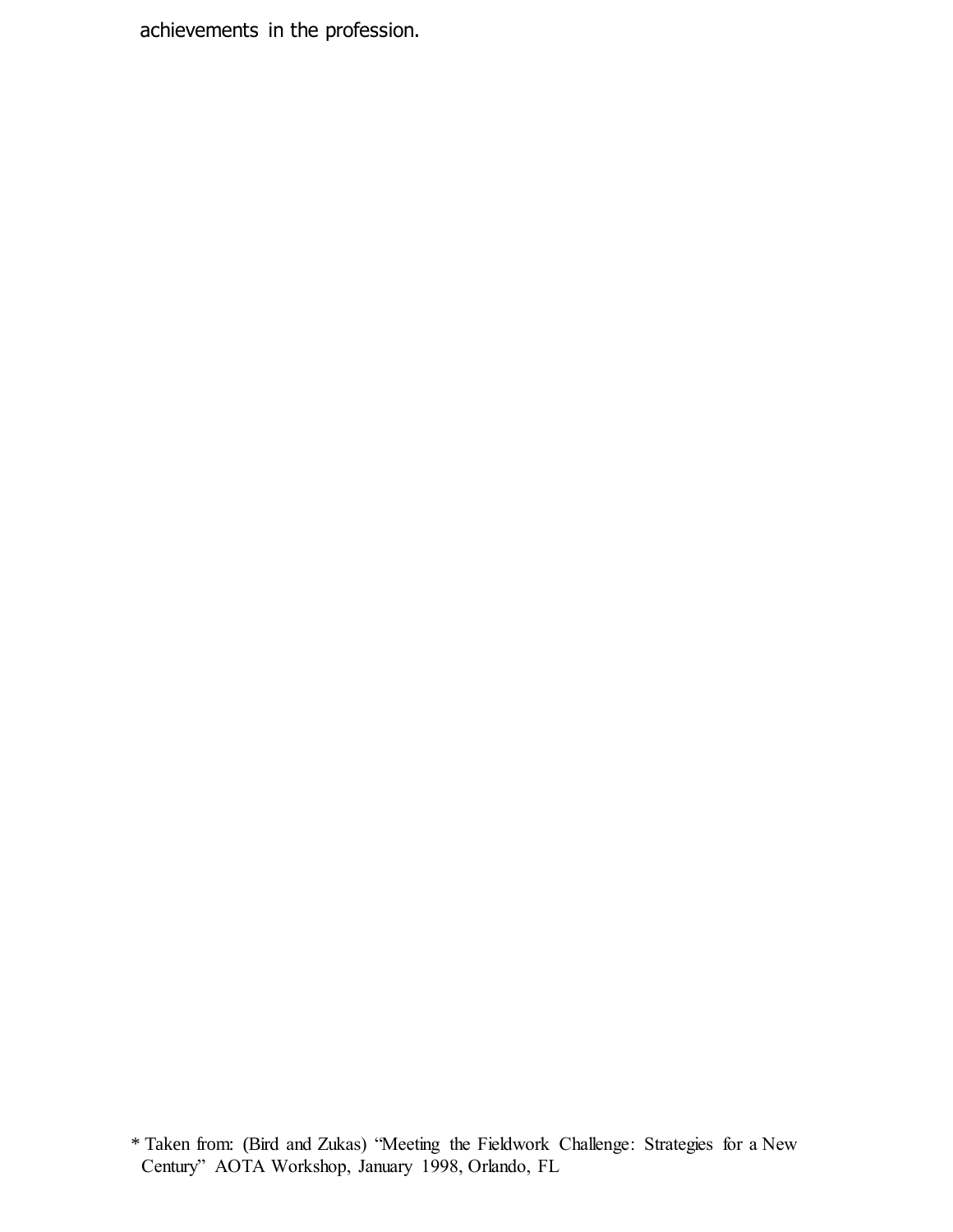achievements in the profession.

* Taken from: (Bird and Zukas) "Meeting the Fieldwork Challenge: Strategies for a New Century" AOTA Workshop, January 1998, Orlando, FL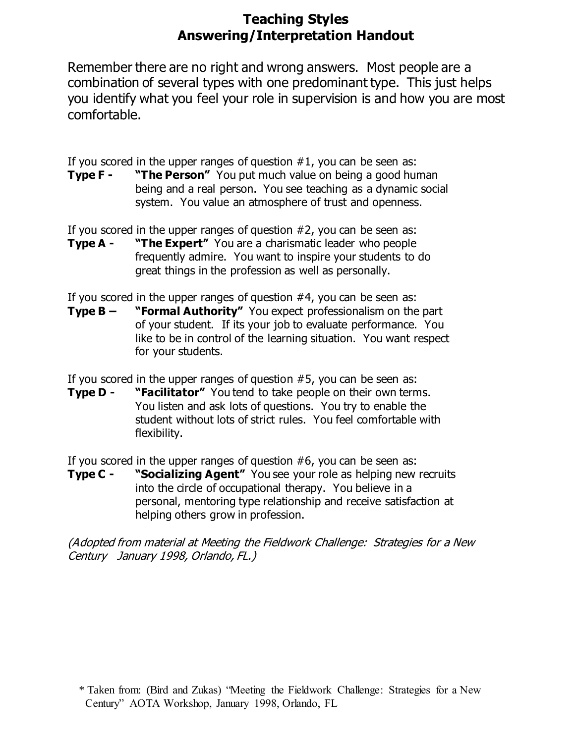# Teaching Styles
## Answering/Interpretation Handout

Remember there are no right and wrong answers. Most people are a combination of several types with one predominant type. This just helps you identify what you feel your role in supervision is and how you are most comfortable.

If you scored in the upper ranges of question #1, you can be seen as:

**Type F -** **"The Person"** You put much value on being a good human being and a real person. You see teaching as a dynamic social system. You value an atmosphere of trust and openness.

If you scored in the upper ranges of question #2, you can be seen as:

**Type A -** **"The Expert"** You are a charismatic leader who people frequently admire. You want to inspire your students to do great things in the profession as well as personally.

If you scored in the upper ranges of question #4, you can be seen as:

**Type B –** **"Formal Authority"** You expect professionalism on the part of your student. If its your job to evaluate performance. You like to be in control of the learning situation. You want respect for your students.

If you scored in the upper ranges of question #5, you can be seen as:

**Type D -** **"Facilitator"** You tend to take people on their own terms. You listen and ask lots of questions. You try to enable the student without lots of strict rules. You feel comfortable with flexibility.

If you scored in the upper ranges of question #6, you can be seen as:

**Type C -** **"Socializing Agent"** You see your role as helping new recruits into the circle of occupational therapy. You believe in a personal, mentoring type relationship and receive satisfaction at helping others grow in profession.

*(Adopted from material at Meeting the Fieldwork Challenge: Strategies for a New Century January 1998, Orlando, FL.)*

* Taken from: (Bird and Zukas) "Meeting the Fieldwork Challenge: Strategies for a New Century" AOTA Workshop, January 1998, Orlando, FL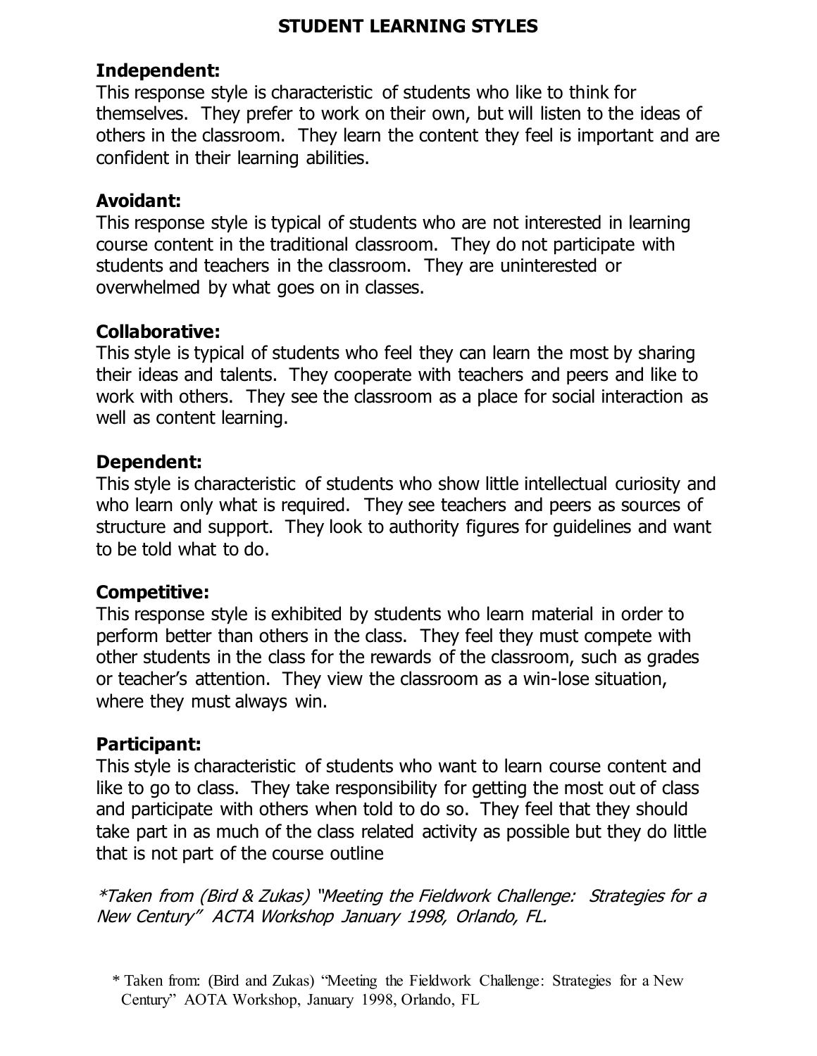# STUDENT LEARNING STYLES

### Independent:

This response style is characteristic of students who like to think for themselves. They prefer to work on their own, but will listen to the ideas of others in the classroom. They learn the content they feel is important and are confident in their learning abilities.

### Avoidant:

This response style is typical of students who are not interested in learning course content in the traditional classroom. They do not participate with students and teachers in the classroom. They are uninterested or overwhelmed by what goes on in classes.

### Collaborative:

This style is typical of students who feel they can learn the most by sharing their ideas and talents. They cooperate with teachers and peers and like to work with others. They see the classroom as a place for social interaction as well as content learning.

### Dependent:

This style is characteristic of students who show little intellectual curiosity and who learn only what is required. They see teachers and peers as sources of structure and support. They look to authority figures for guidelines and want to be told what to do.

### Competitive:

This response style is exhibited by students who learn material in order to perform better than others in the class. They feel they must compete with other students in the class for the rewards of the classroom, such as grades or teacher's attention. They view the classroom as a win-lose situation, where they must always win.

### Participant:

This style is characteristic of students who want to learn course content and like to go to class. They take responsibility for getting the most out of class and participate with others when told to do so. They feel that they should take part in as much of the class related activity as possible but they do little that is not part of the course outline

*\*Taken from (Bird & Zukas) "Meeting the Fieldwork Challenge: Strategies for a New Century" ACTA Workshop January 1998, Orlando, FL.*

\* Taken from: (Bird and Zukas) "Meeting the Fieldwork Challenge: Strategies for a New Century" AOTA Workshop, January 1998, Orlando, FL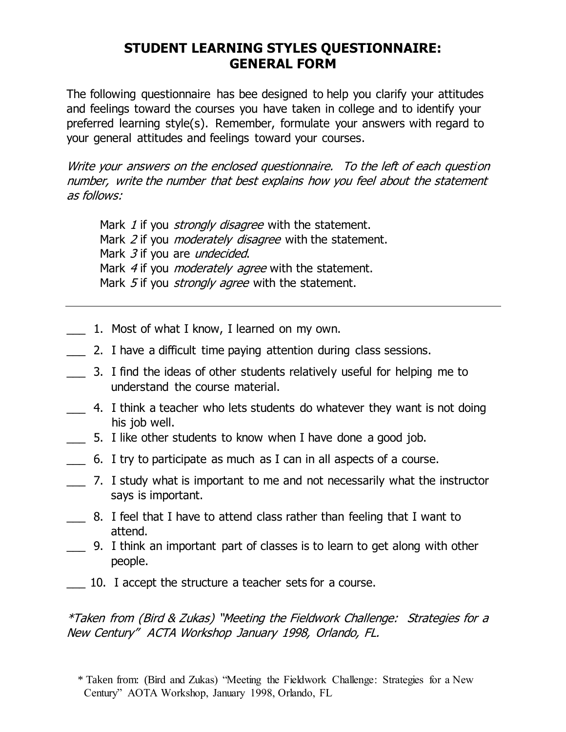# STUDENT LEARNING STYLES QUESTIONNAIRE: GENERAL FORM

The following questionnaire has bee designed to help you clarify your attitudes and feelings toward the courses you have taken in college and to identify your preferred learning style(s). Remember, formulate your answers with regard to your general attitudes and feelings toward your courses.

*Write your answers on the enclosed questionnaire. To the left of each question number, write the number that best explains how you feel about the statement as follows:*

> Mark *1* if you *strongly disagree* with the statement.
> Mark *2* if you *moderately disagree* with the statement.
> Mark *3* if you are *undecided*.
> Mark *4* if you *moderately agree* with the statement.
> Mark *5* if you *strongly agree* with the statement.

---

___ 1. Most of what I know, I learned on my own.

___ 2. I have a difficult time paying attention during class sessions.

___ 3. I find the ideas of other students relatively useful for helping me to understand the course material.

___ 4. I think a teacher who lets students do whatever they want is not doing his job well.

___ 5. I like other students to know when I have done a good job.

___ 6. I try to participate as much as I can in all aspects of a course.

___ 7. I study what is important to me and not necessarily what the instructor says is important.

___ 8. I feel that I have to attend class rather than feeling that I want to attend.

___ 9. I think an important part of classes is to learn to get along with other people.

___ 10. I accept the structure a teacher sets for a course.

*\*Taken from (Bird & Zukas) "Meeting the Fieldwork Challenge: Strategies for a New Century" ACTA Workshop January 1998, Orlando, FL.*

* Taken from: (Bird and Zukas) "Meeting the Fieldwork Challenge: Strategies for a New Century" AOTA Workshop, January 1998, Orlando, FL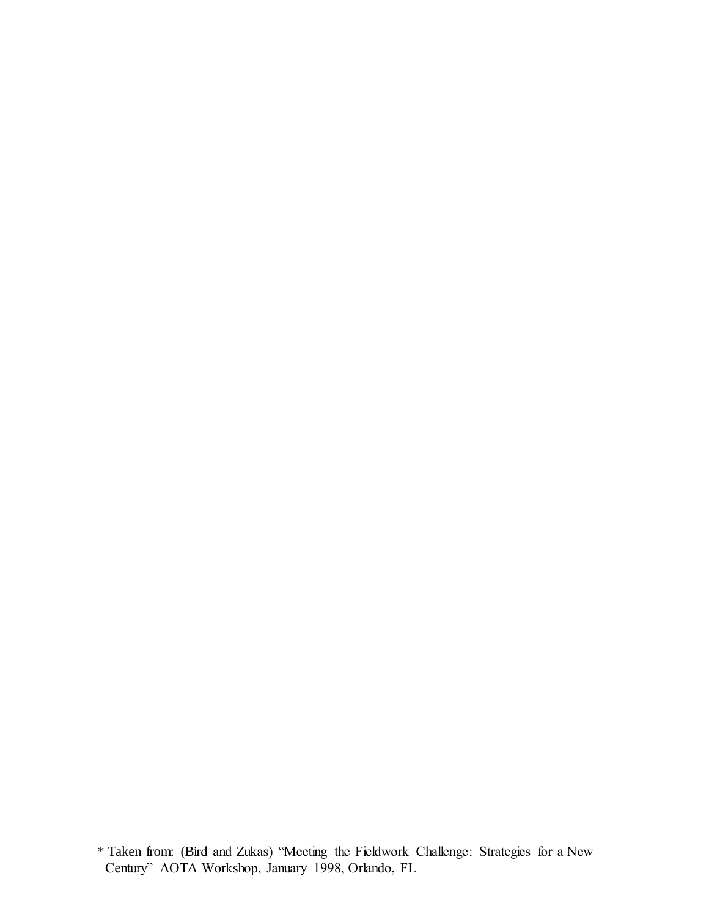* Taken from: (Bird and Zukas) "Meeting the Fieldwork Challenge: Strategies for a New Century" AOTA Workshop, January 1998, Orlando, FL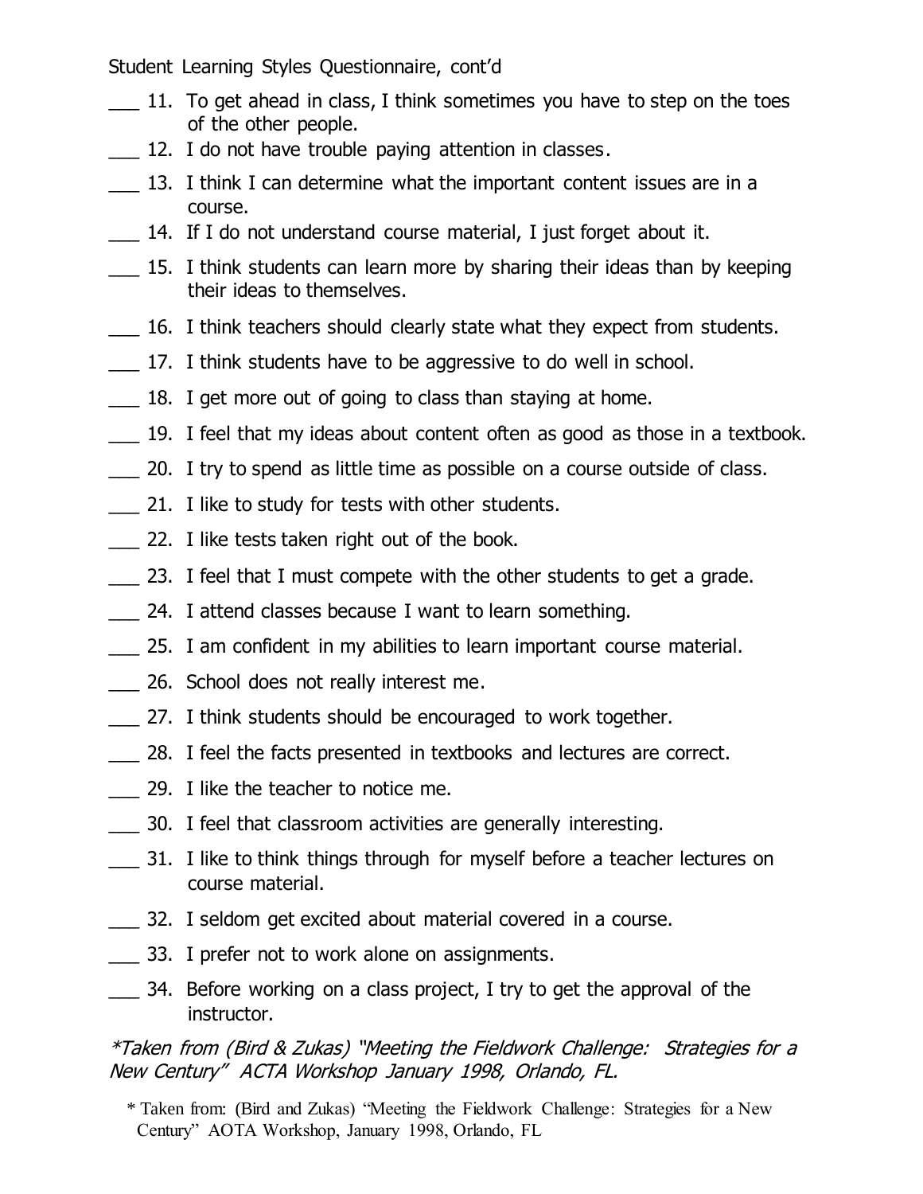Student Learning Styles Questionnaire, cont'd

___ 11. To get ahead in class, I think sometimes you have to step on the toes of the other people.

___ 12. I do not have trouble paying attention in classes.

___ 13. I think I can determine what the important content issues are in a course.

___ 14. If I do not understand course material, I just forget about it.

___ 15. I think students can learn more by sharing their ideas than by keeping their ideas to themselves.

___ 16. I think teachers should clearly state what they expect from students.

___ 17. I think students have to be aggressive to do well in school.

___ 18. I get more out of going to class than staying at home.

___ 19. I feel that my ideas about content often as good as those in a textbook.

___ 20. I try to spend as little time as possible on a course outside of class.

___ 21. I like to study for tests with other students.

___ 22. I like tests taken right out of the book.

___ 23. I feel that I must compete with the other students to get a grade.

___ 24. I attend classes because I want to learn something.

___ 25. I am confident in my abilities to learn important course material.

___ 26. School does not really interest me.

___ 27. I think students should be encouraged to work together.

___ 28. I feel the facts presented in textbooks and lectures are correct.

___ 29. I like the teacher to notice me.

___ 30. I feel that classroom activities are generally interesting.

___ 31. I like to think things through for myself before a teacher lectures on course material.

___ 32. I seldom get excited about material covered in a course.

___ 33. I prefer not to work alone on assignments.

___ 34. Before working on a class project, I try to get the approval of the instructor.

*\*Taken from (Bird & Zukas) "Meeting the Fieldwork Challenge: Strategies for a New Century" ACTA Workshop January 1998, Orlando, FL.*

\* Taken from: (Bird and Zukas) "Meeting the Fieldwork Challenge: Strategies for a New Century" AOTA Workshop, January 1998, Orlando, FL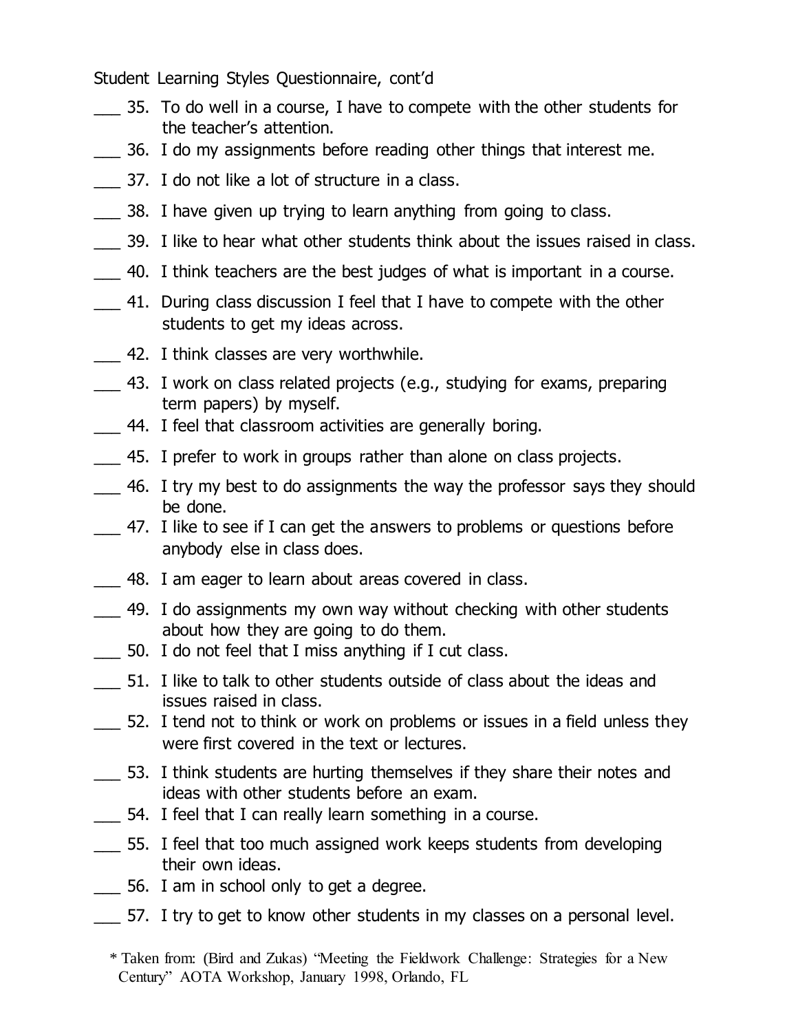Student Learning Styles Questionnaire, cont'd

___ 35. To do well in a course, I have to compete with the other students for the teacher's attention.

___ 36. I do my assignments before reading other things that interest me.

___ 37. I do not like a lot of structure in a class.

___ 38. I have given up trying to learn anything from going to class.

___ 39. I like to hear what other students think about the issues raised in class.

___ 40. I think teachers are the best judges of what is important in a course.

___ 41. During class discussion I feel that I have to compete with the other students to get my ideas across.

___ 42. I think classes are very worthwhile.

___ 43. I work on class related projects (e.g., studying for exams, preparing term papers) by myself.

___ 44. I feel that classroom activities are generally boring.

___ 45. I prefer to work in groups rather than alone on class projects.

___ 46. I try my best to do assignments the way the professor says they should be done.

___ 47. I like to see if I can get the answers to problems or questions before anybody else in class does.

___ 48. I am eager to learn about areas covered in class.

___ 49. I do assignments my own way without checking with other students about how they are going to do them.

___ 50. I do not feel that I miss anything if I cut class.

___ 51. I like to talk to other students outside of class about the ideas and issues raised in class.

___ 52. I tend not to think or work on problems or issues in a field unless they were first covered in the text or lectures.

___ 53. I think students are hurting themselves if they share their notes and ideas with other students before an exam.

___ 54. I feel that I can really learn something in a course.

___ 55. I feel that too much assigned work keeps students from developing their own ideas.

___ 56. I am in school only to get a degree.

___ 57. I try to get to know other students in my classes on a personal level.

\* Taken from: (Bird and Zukas) "Meeting the Fieldwork Challenge: Strategies for a New Century" AOTA Workshop, January 1998, Orlando, FL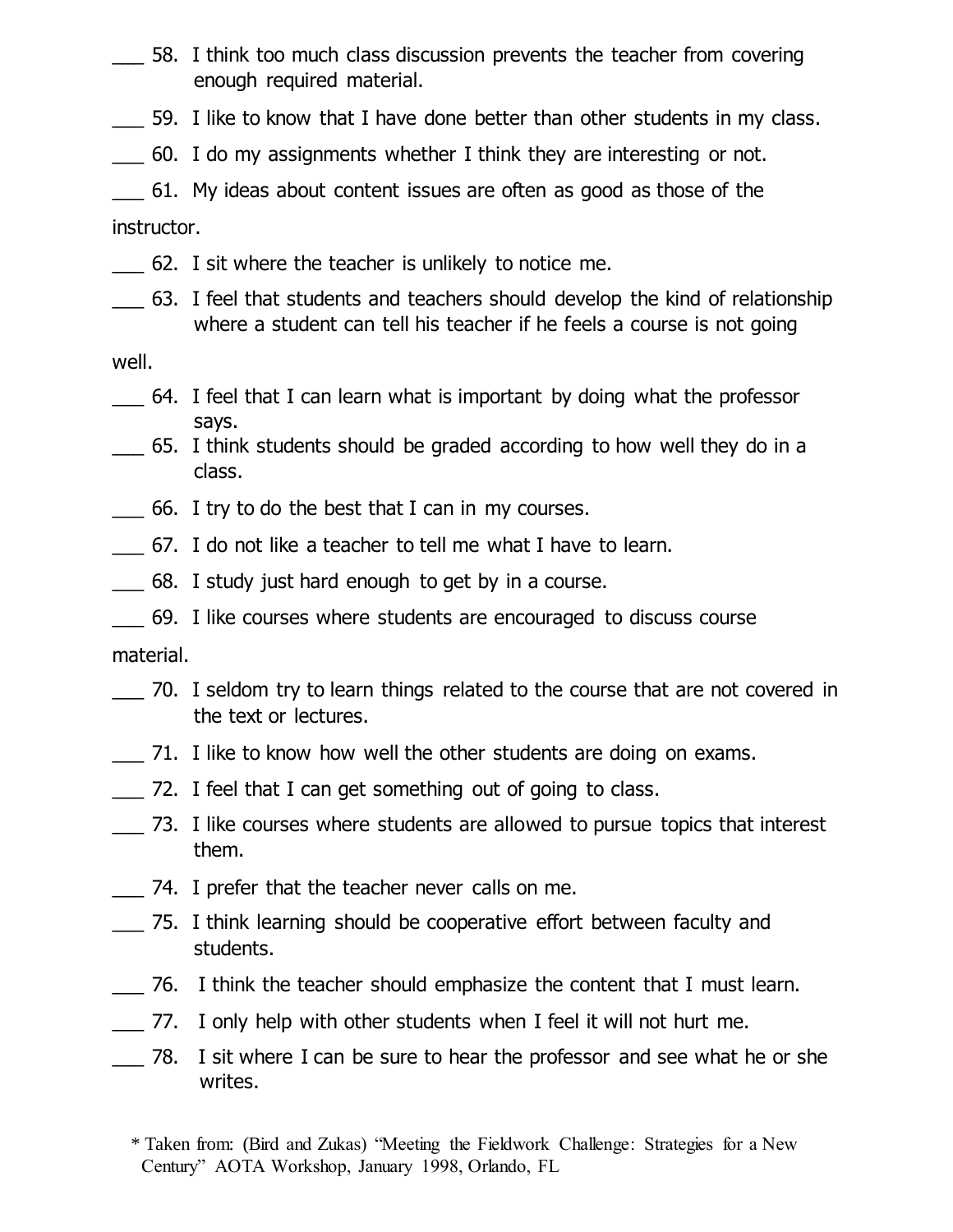___ 58. I think too much class discussion prevents the teacher from covering enough required material.

___ 59. I like to know that I have done better than other students in my class.

___ 60. I do my assignments whether I think they are interesting or not.

___ 61. My ideas about content issues are often as good as those of the instructor.

___ 62. I sit where the teacher is unlikely to notice me.

___ 63. I feel that students and teachers should develop the kind of relationship where a student can tell his teacher if he feels a course is not going well.

___ 64. I feel that I can learn what is important by doing what the professor says.

___ 65. I think students should be graded according to how well they do in a class.

___ 66. I try to do the best that I can in my courses.

___ 67. I do not like a teacher to tell me what I have to learn.

___ 68. I study just hard enough to get by in a course.

___ 69. I like courses where students are encouraged to discuss course material.

___ 70. I seldom try to learn things related to the course that are not covered in the text or lectures.

___ 71. I like to know how well the other students are doing on exams.

___ 72. I feel that I can get something out of going to class.

___ 73. I like courses where students are allowed to pursue topics that interest them.

___ 74. I prefer that the teacher never calls on me.

___ 75. I think learning should be cooperative effort between faculty and students.

___ 76. I think the teacher should emphasize the content that I must learn.

___ 77. I only help with other students when I feel it will not hurt me.

___ 78. I sit where I can be sure to hear the professor and see what he or she writes.

* Taken from: (Bird and Zukas) "Meeting the Fieldwork Challenge: Strategies for a New Century" AOTA Workshop, January 1998, Orlando, FL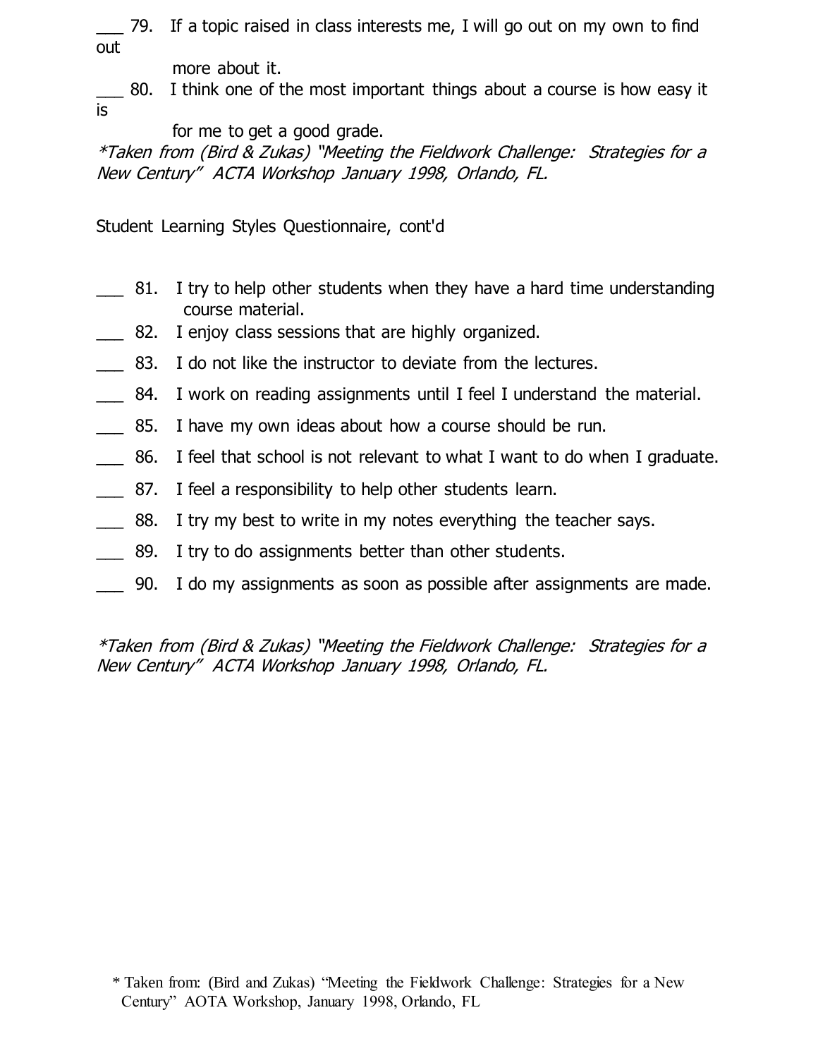___ 79. If a topic raised in class interests me, I will go out on my own to find out more about it.

___ 80. I think one of the most important things about a course is how easy it is for me to get a good grade.

*\*Taken from (Bird & Zukas) "Meeting the Fieldwork Challenge: Strategies for a New Century" ACTA Workshop January 1998, Orlando, FL.*

Student Learning Styles Questionnaire, cont'd

___ 81. I try to help other students when they have a hard time understanding course material.

___ 82. I enjoy class sessions that are highly organized.

___ 83. I do not like the instructor to deviate from the lectures.

___ 84. I work on reading assignments until I feel I understand the material.

___ 85. I have my own ideas about how a course should be run.

___ 86. I feel that school is not relevant to what I want to do when I graduate.

___ 87. I feel a responsibility to help other students learn.

___ 88. I try my best to write in my notes everything the teacher says.

___ 89. I try to do assignments better than other students.

___ 90. I do my assignments as soon as possible after assignments are made.

*\*Taken from (Bird & Zukas) "Meeting the Fieldwork Challenge: Strategies for a New Century" ACTA Workshop January 1998, Orlando, FL.*

\* Taken from: (Bird and Zukas) "Meeting the Fieldwork Challenge: Strategies for a New Century" AOTA Workshop, January 1998, Orlando, FL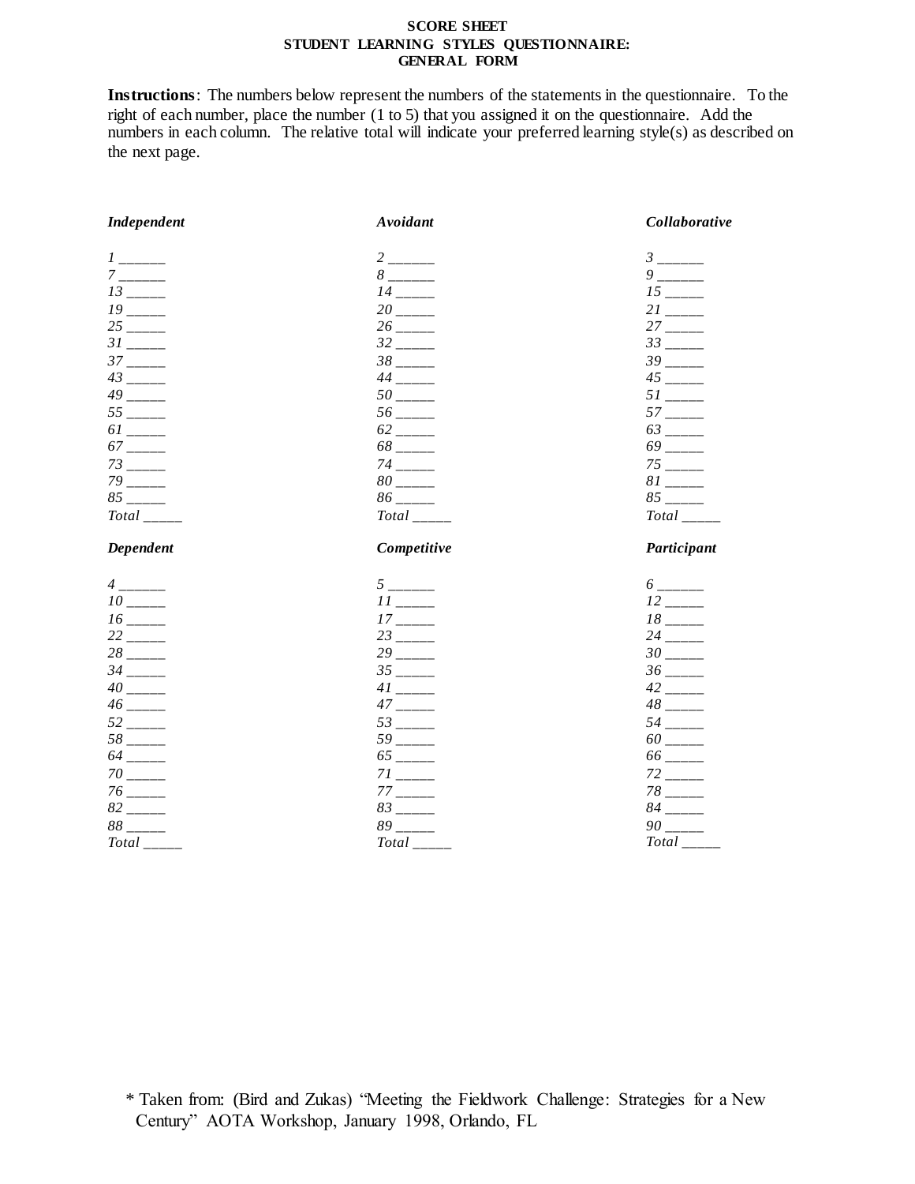**SCORE SHEET**
**STUDENT LEARNING STYLES QUESTIONNAIRE:**
**GENERAL FORM**

**Instructions**: The numbers below represent the numbers of the statements in the questionnaire. To the right of each number, place the number (1 to 5) that you assigned it on the questionnaire. Add the numbers in each column. The relative total will indicate your preferred learning style(s) as described on the next page.

| *Independent* | *Avoidant* | *Collaborative* |
|---|---|---|
| *1 ______* | *2 ______* | *3 ______* |
| *7 ______* | *8 ______* | *9 ______* |
| *13 _____* | *14 _____* | *15 _____* |
| *19 _____* | *20 _____* | *21 _____* |
| *25 _____* | *26 _____* | *27 _____* |
| *31 _____* | *32 _____* | *33 _____* |
| *37 _____* | *38 _____* | *39 _____* |
| *43 _____* | *44 _____* | *45 _____* |
| *49 _____* | *50 _____* | *51 _____* |
| *55 _____* | *56 _____* | *57 _____* |
| *61 _____* | *62 _____* | *63 _____* |
| *67 _____* | *68 _____* | *69 _____* |
| *73 _____* | *74 _____* | *75 _____* |
| *79 _____* | *80 _____* | *81 _____* |
| *85 _____* | *86 _____* | *85 _____* |
| *Total _____* | *Total _____* | *Total _____* |

| *Dependent* | *Competitive* | *Participant* |
|---|---|---|
| *4 ______* | *5 ______* | *6 ______* |
| *10 _____* | *11 _____* | *12 _____* |
| *16 _____* | *17 _____* | *18 _____* |
| *22 _____* | *23 _____* | *24 _____* |
| *28 _____* | *29 _____* | *30 _____* |
| *34 _____* | *35 _____* | *36 _____* |
| *40 _____* | *41 _____* | *42 _____* |
| *46 _____* | *47 _____* | *48 _____* |
| *52 _____* | *53 _____* | *54 _____* |
| *58 _____* | *59 _____* | *60 _____* |
| *64 _____* | *65 _____* | *66 _____* |
| *70 _____* | *71 _____* | *72 _____* |
| *76 _____* | *77 _____* | *78 _____* |
| *82 _____* | *83 _____* | *84 _____* |
| *88 _____* | *89 _____* | *90 _____* |
| *Total _____* | *Total _____* | *Total _____* |

\* Taken from: (Bird and Zukas) "Meeting the Fieldwork Challenge: Strategies for a New Century" AOTA Workshop, January 1998, Orlando, FL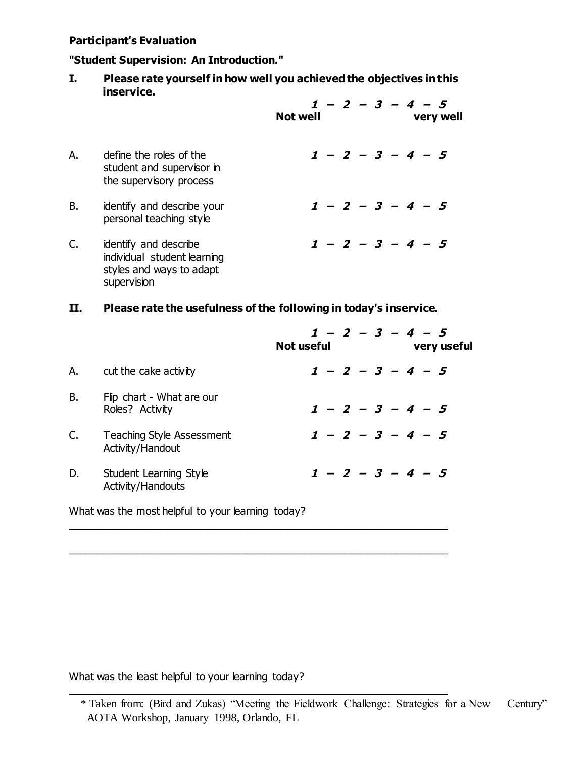**Participant's Evaluation**

**"Student Supervision: An Introduction."**

**I. Please rate yourself in how well you achieved the objectives in this inservice.**

| | | ***1 – 2 – 3 – 4 – 5*** |
|---|---|---|
| | | **Not well** ... **very well** |
| A. | define the roles of the student and supervisor in the supervisory process | ***1 – 2 – 3 – 4 – 5*** |
| B. | identify and describe your personal teaching style | ***1 – 2 – 3 – 4 – 5*** |
| C. | identify and describe individual student learning styles and ways to adapt supervision | ***1 – 2 – 3 – 4 – 5*** |

**II. Please rate the usefulness of the following in today's inservice.**

| | | ***1 – 2 – 3 – 4 – 5*** |
|---|---|---|
| | | **Not useful** ... **very useful** |
| A. | cut the cake activity | ***1 – 2 – 3 – 4 – 5*** |
| B. | Flip chart - What are our Roles? Activity | ***1 – 2 – 3 – 4 – 5*** |
| C. | Teaching Style Assessment Activity/Handout | ***1 – 2 – 3 – 4 – 5*** |
| D. | Student Learning Style Activity/Handouts | ***1 – 2 – 3 – 4 – 5*** |

What was the most helpful to your learning today?

_______________________________________________________________

_______________________________________________________________

What was the least helpful to your learning today?

_______________________________________________________________

\* Taken from: (Bird and Zukas) "Meeting the Fieldwork Challenge: Strategies for a New Century" AOTA Workshop, January 1998, Orlando, FL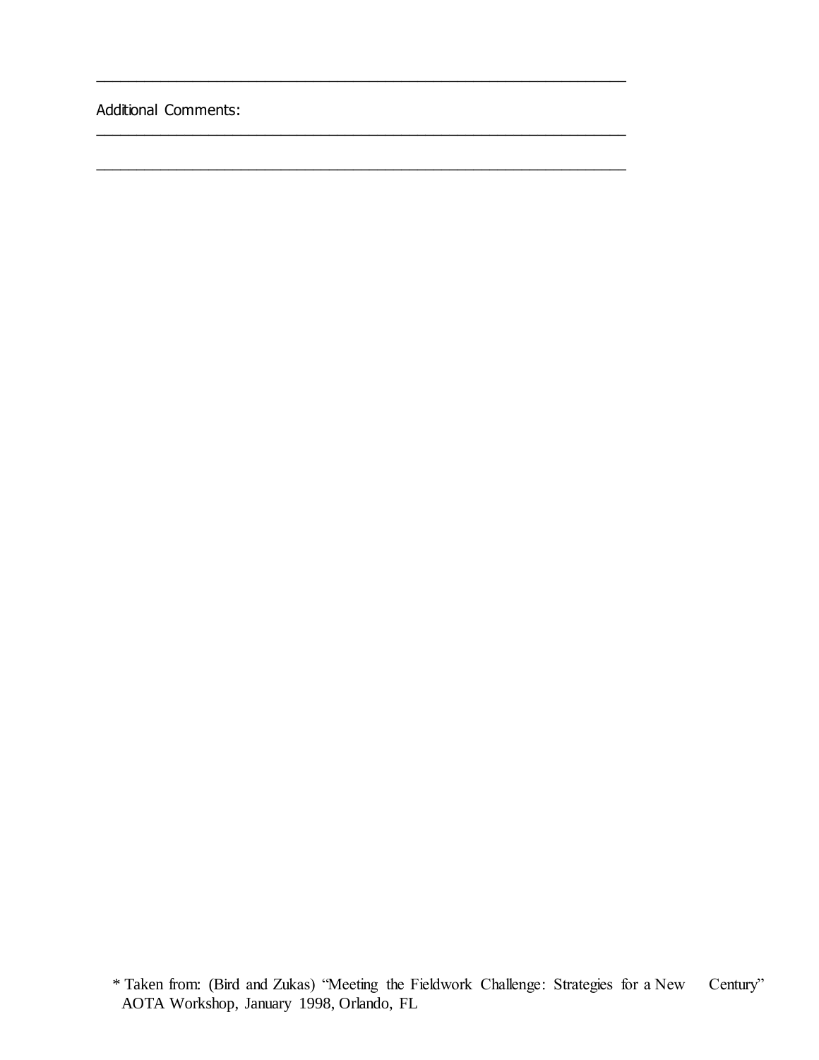\_\_\_\_\_\_\_\_\_\_\_\_\_\_\_\_\_\_\_\_\_\_\_\_\_\_\_\_\_\_\_\_\_\_\_\_\_\_\_\_\_\_\_\_\_\_\_\_\_\_\_\_\_\_\_\_\_\_\_\_

Additional Comments:

\_\_\_\_\_\_\_\_\_\_\_\_\_\_\_\_\_\_\_\_\_\_\_\_\_\_\_\_\_\_\_\_\_\_\_\_\_\_\_\_\_\_\_\_\_\_\_\_\_\_\_\_\_\_\_\_\_\_\_\_

\_\_\_\_\_\_\_\_\_\_\_\_\_\_\_\_\_\_\_\_\_\_\_\_\_\_\_\_\_\_\_\_\_\_\_\_\_\_\_\_\_\_\_\_\_\_\_\_\_\_\_\_\_\_\_\_\_\_\_\_

* Taken from: (Bird and Zukas) "Meeting the Fieldwork Challenge: Strategies for a New Century" AOTA Workshop, January 1998, Orlando, FL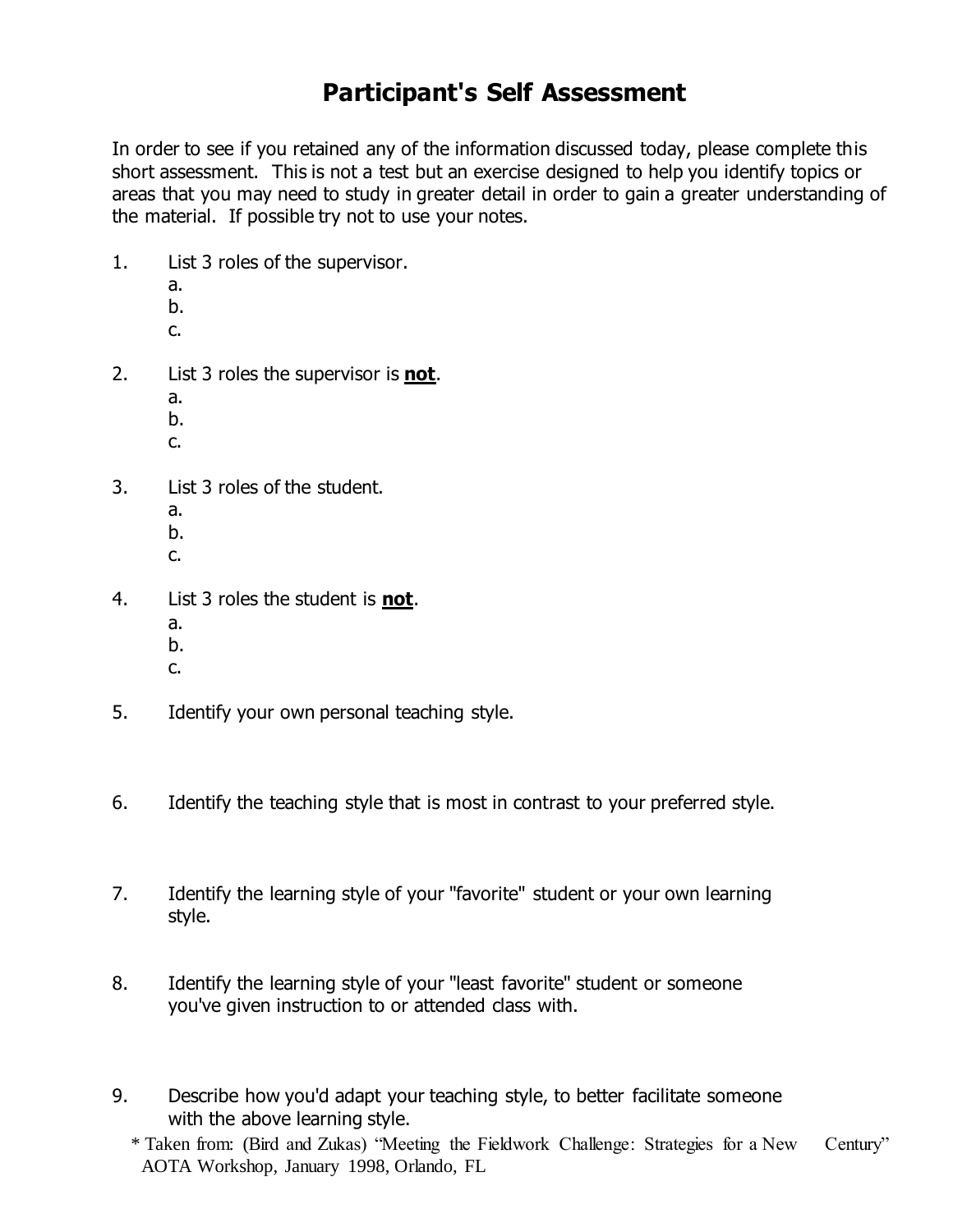# Participant's Self Assessment

In order to see if you retained any of the information discussed today, please complete this short assessment. This is not a test but an exercise designed to help you identify topics or areas that you may need to study in greater detail in order to gain a greater understanding of the material. If possible try not to use your notes.

1. List 3 roles of the supervisor.
   a.
   b.
   c.

2. List 3 roles the supervisor is **not**.
   a.
   b.
   c.

3. List 3 roles of the student.
   a.
   b.
   c.

4. List 3 roles the student is **not**.
   a.
   b.
   c.

5. Identify your own personal teaching style.

6. Identify the teaching style that is most in contrast to your preferred style.

7. Identify the learning style of your "favorite" student or your own learning style.

8. Identify the learning style of your "least favorite" student or someone you've given instruction to or attended class with.

9. Describe how you'd adapt your teaching style, to better facilitate someone with the above learning style.

* Taken from: (Bird and Zukas) "Meeting the Fieldwork Challenge: Strategies for a New Century" AOTA Workshop, January 1998, Orlando, FL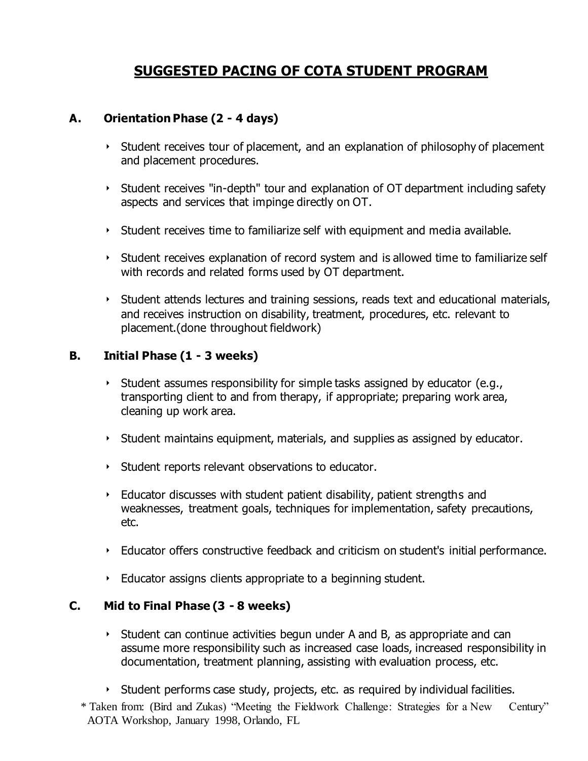# SUGGESTED PACING OF COTA STUDENT PROGRAM

## A. Orientation Phase (2 - 4 days)

- Student receives tour of placement, and an explanation of philosophy of placement and placement procedures.
- Student receives "in-depth" tour and explanation of OT department including safety aspects and services that impinge directly on OT.
- Student receives time to familiarize self with equipment and media available.
- Student receives explanation of record system and is allowed time to familiarize self with records and related forms used by OT department.
- Student attends lectures and training sessions, reads text and educational materials, and receives instruction on disability, treatment, procedures, etc. relevant to placement.(done throughout fieldwork)

## B. Initial Phase (1 - 3 weeks)

- Student assumes responsibility for simple tasks assigned by educator (e.g., transporting client to and from therapy, if appropriate; preparing work area, cleaning up work area.
- Student maintains equipment, materials, and supplies as assigned by educator.
- Student reports relevant observations to educator.
- Educator discusses with student patient disability, patient strengths and weaknesses, treatment goals, techniques for implementation, safety precautions, etc.
- Educator offers constructive feedback and criticism on student's initial performance.
- Educator assigns clients appropriate to a beginning student.

## C. Mid to Final Phase (3 - 8 weeks)

- Student can continue activities begun under A and B, as appropriate and can assume more responsibility such as increased case loads, increased responsibility in documentation, treatment planning, assisting with evaluation process, etc.
- Student performs case study, projects, etc. as required by individual facilities.

* Taken from: (Bird and Zukas) "Meeting the Fieldwork Challenge: Strategies for a New Century" AOTA Workshop, January 1998, Orlando, FL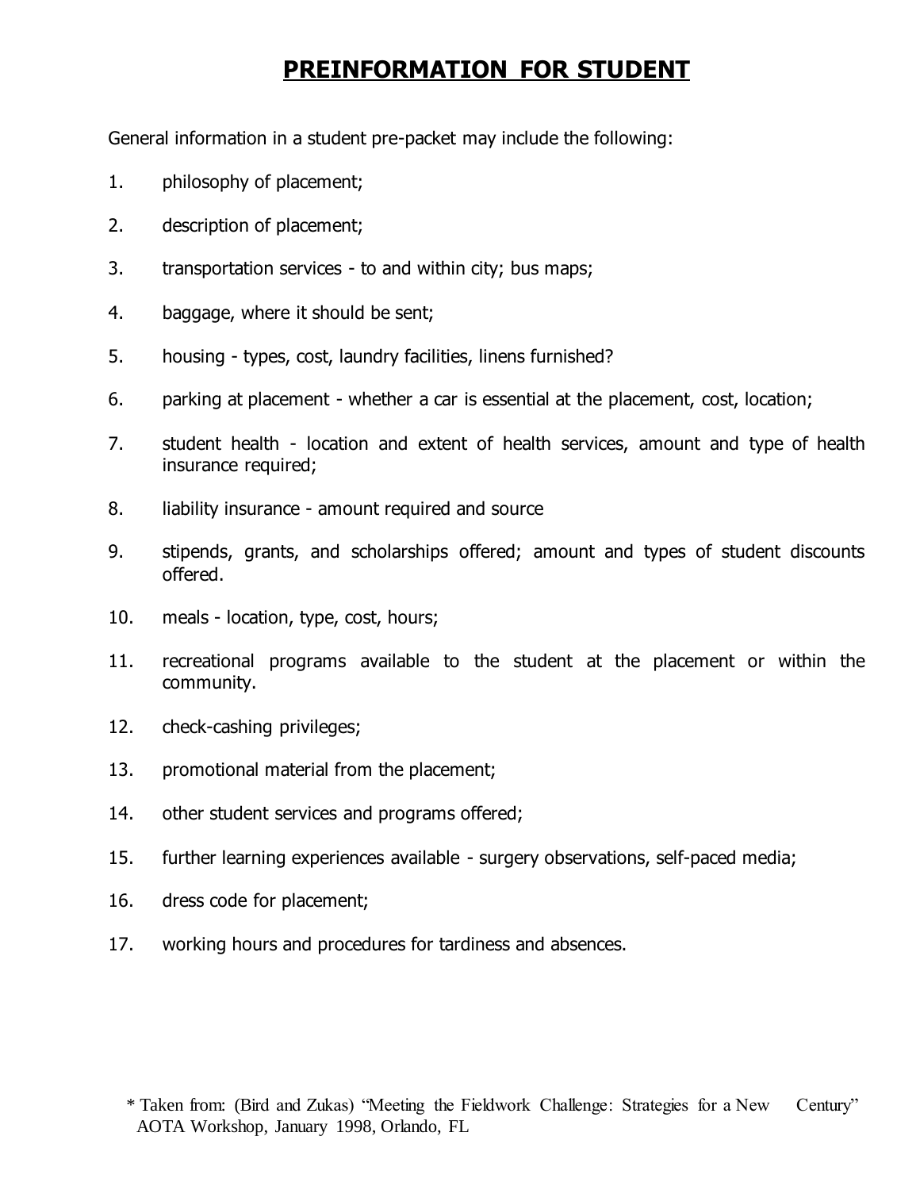# PREINFORMATION FOR STUDENT

General information in a student pre-packet may include the following:

1. philosophy of placement;
2. description of placement;
3. transportation services - to and within city; bus maps;
4. baggage, where it should be sent;
5. housing - types, cost, laundry facilities, linens furnished?
6. parking at placement - whether a car is essential at the placement, cost, location;
7. student health - location and extent of health services, amount and type of health insurance required;
8. liability insurance - amount required and source
9. stipends, grants, and scholarships offered; amount and types of student discounts offered.
10. meals - location, type, cost, hours;
11. recreational programs available to the student at the placement or within the community.
12. check-cashing privileges;
13. promotional material from the placement;
14. other student services and programs offered;
15. further learning experiences available - surgery observations, self-paced media;
16. dress code for placement;
17. working hours and procedures for tardiness and absences.

* Taken from: (Bird and Zukas) "Meeting the Fieldwork Challenge: Strategies for a New Century" AOTA Workshop, January 1998, Orlando, FL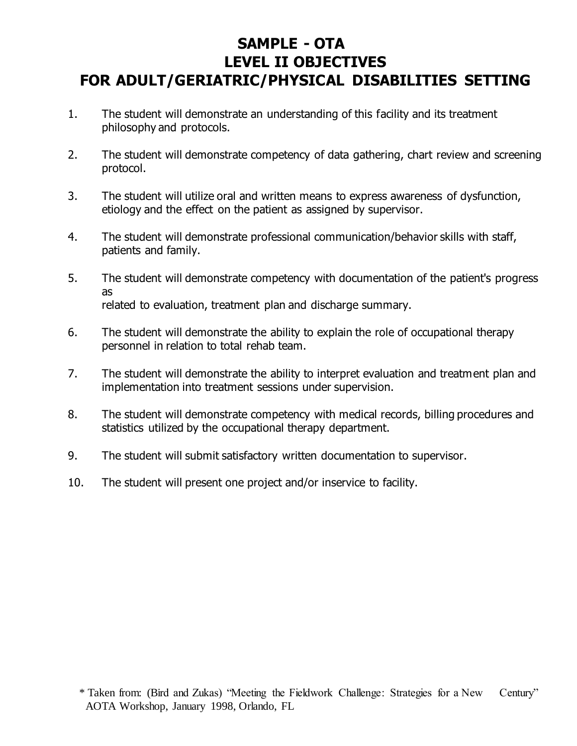# SAMPLE - OTA
# LEVEL II OBJECTIVES
# FOR ADULT/GERIATRIC/PHYSICAL DISABILITIES SETTING

1. The student will demonstrate an understanding of this facility and its treatment philosophy and protocols.

2. The student will demonstrate competency of data gathering, chart review and screening protocol.

3. The student will utilize oral and written means to express awareness of dysfunction, etiology and the effect on the patient as assigned by supervisor.

4. The student will demonstrate professional communication/behavior skills with staff, patients and family.

5. The student will demonstrate competency with documentation of the patient's progress as related to evaluation, treatment plan and discharge summary.

6. The student will demonstrate the ability to explain the role of occupational therapy personnel in relation to total rehab team.

7. The student will demonstrate the ability to interpret evaluation and treatment plan and implementation into treatment sessions under supervision.

8. The student will demonstrate competency with medical records, billing procedures and statistics utilized by the occupational therapy department.

9. The student will submit satisfactory written documentation to supervisor.

10. The student will present one project and/or inservice to facility.

\* Taken from: (Bird and Zukas) "Meeting the Fieldwork Challenge: Strategies for a New Century" AOTA Workshop, January 1998, Orlando, FL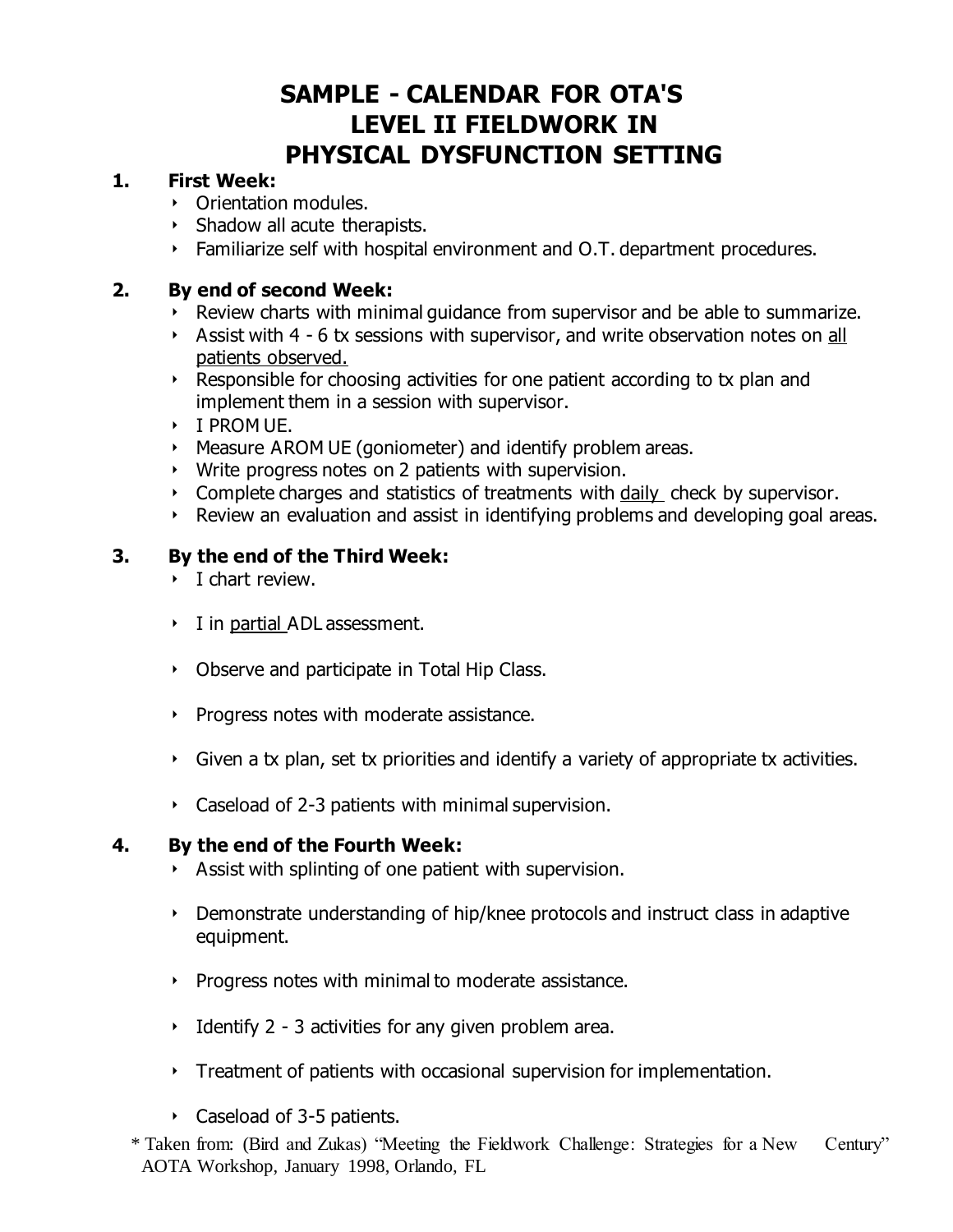# SAMPLE - CALENDAR FOR OTA'S LEVEL II FIELDWORK IN PHYSICAL DYSFUNCTION SETTING

1. **First Week:**
   - Orientation modules.
   - Shadow all acute therapists.
   - Familiarize self with hospital environment and O.T. department procedures.

2. **By end of second Week:**
   - Review charts with minimal guidance from supervisor and be able to summarize.
   - Assist with 4 - 6 tx sessions with supervisor, and write observation notes on <u>all patients observed.</u>
   - Responsible for choosing activities for one patient according to tx plan and implement them in a session with supervisor.
   - I PROM UE.
   - Measure AROM UE (goniometer) and identify problem areas.
   - Write progress notes on 2 patients with supervision.
   - Complete charges and statistics of treatments with <u>daily</u> check by supervisor.
   - Review an evaluation and assist in identifying problems and developing goal areas.

3. **By the end of the Third Week:**
   - I chart review.
   - I in <u>partial</u> ADL assessment.
   - Observe and participate in Total Hip Class.
   - Progress notes with moderate assistance.
   - Given a tx plan, set tx priorities and identify a variety of appropriate tx activities.
   - Caseload of 2-3 patients with minimal supervision.

4. **By the end of the Fourth Week:**
   - Assist with splinting of one patient with supervision.
   - Demonstrate understanding of hip/knee protocols and instruct class in adaptive equipment.
   - Progress notes with minimal to moderate assistance.
   - Identify 2 - 3 activities for any given problem area.
   - Treatment of patients with occasional supervision for implementation.
   - Caseload of 3-5 patients.

\* Taken from: (Bird and Zukas) "Meeting the Fieldwork Challenge: Strategies for a New Century" AOTA Workshop, January 1998, Orlando, FL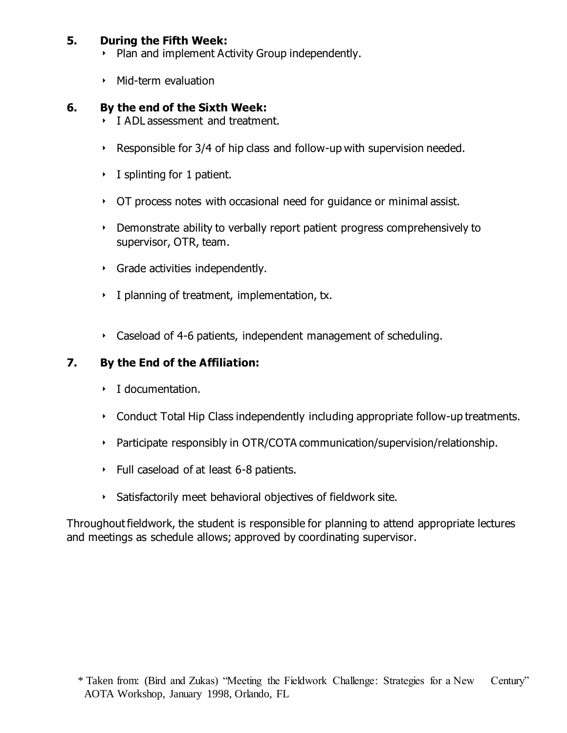5. **During the Fifth Week:**
   - Plan and implement Activity Group independently.
   - Mid-term evaluation

6. **By the end of the Sixth Week:**
   - I ADL assessment and treatment.
   - Responsible for 3/4 of hip class and follow-up with supervision needed.
   - I splinting for 1 patient.
   - OT process notes with occasional need for guidance or minimal assist.
   - Demonstrate ability to verbally report patient progress comprehensively to supervisor, OTR, team.
   - Grade activities independently.
   - I planning of treatment, implementation, tx.
   - Caseload of 4-6 patients, independent management of scheduling.

7. **By the End of the Affiliation:**
   - I documentation.
   - Conduct Total Hip Class independently including appropriate follow-up treatments.
   - Participate responsibly in OTR/COTA communication/supervision/relationship.
   - Full caseload of at least 6-8 patients.
   - Satisfactorily meet behavioral objectives of fieldwork site.

Throughout fieldwork, the student is responsible for planning to attend appropriate lectures and meetings as schedule allows; approved by coordinating supervisor.

\* Taken from: (Bird and Zukas) "Meeting the Fieldwork Challenge: Strategies for a New Century" AOTA Workshop, January 1998, Orlando, FL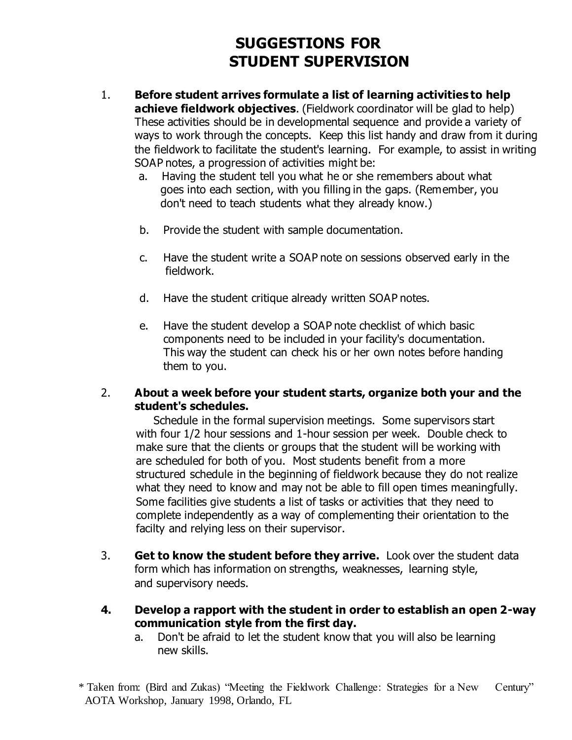# SUGGESTIONS FOR STUDENT SUPERVISION

1. **Before student arrives formulate a list of learning activities to help achieve fieldwork objectives**. (Fieldwork coordinator will be glad to help) These activities should be in developmental sequence and provide a variety of ways to work through the concepts. Keep this list handy and draw from it during the fieldwork to facilitate the student's learning. For example, to assist in writing SOAP notes, a progression of activities might be:
   a. Having the student tell you what he or she remembers about what goes into each section, with you filling in the gaps. (Remember, you don't need to teach students what they already know.)

   b. Provide the student with sample documentation.

   c. Have the student write a SOAP note on sessions observed early in the fieldwork.

   d. Have the student critique already written SOAP notes.

   e. Have the student develop a SOAP note checklist of which basic components need to be included in your facility's documentation. This way the student can check his or her own notes before handing them to you.

2. **About a week before your student starts, organize both your and the student's schedules.**
   Schedule in the formal supervision meetings. Some supervisors start with four 1/2 hour sessions and 1-hour session per week. Double check to make sure that the clients or groups that the student will be working with are scheduled for both of you. Most students benefit from a more structured schedule in the beginning of fieldwork because they do not realize what they need to know and may not be able to fill open times meaningfully. Some facilities give students a list of tasks or activities that they need to complete independently as a way of complementing their orientation to the facilty and relying less on their supervisor.

3. **Get to know the student before they arrive.** Look over the student data form which has information on strengths, weaknesses, learning style, and supervisory needs.

4. **Develop a rapport with the student in order to establish an open 2-way communication style from the first day.**
   a. Don't be afraid to let the student know that you will also be learning new skills.

\* Taken from: (Bird and Zukas) "Meeting the Fieldwork Challenge: Strategies for a New Century" AOTA Workshop, January 1998, Orlando, FL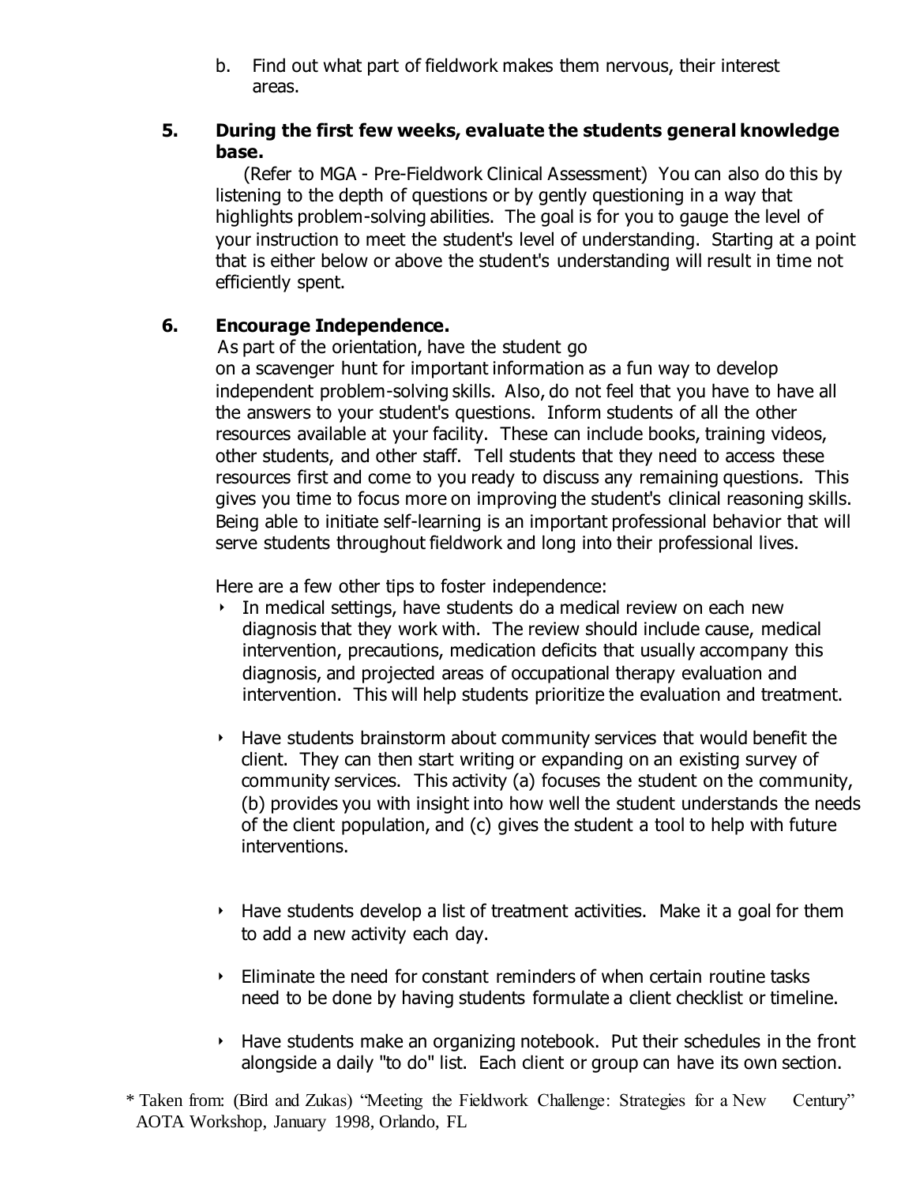b. Find out what part of fieldwork makes them nervous, their interest areas.

**5. During the first few weeks, evaluate the students general knowledge base.**

(Refer to MGA - Pre-Fieldwork Clinical Assessment) You can also do this by listening to the depth of questions or by gently questioning in a way that highlights problem-solving abilities. The goal is for you to gauge the level of your instruction to meet the student's level of understanding. Starting at a point that is either below or above the student's understanding will result in time not efficiently spent.

**6. Encourage Independence.**

As part of the orientation, have the student go on a scavenger hunt for important information as a fun way to develop independent problem-solving skills. Also, do not feel that you have to have all the answers to your student's questions. Inform students of all the other resources available at your facility. These can include books, training videos, other students, and other staff. Tell students that they need to access these resources first and come to you ready to discuss any remaining questions. This gives you time to focus more on improving the student's clinical reasoning skills. Being able to initiate self-learning is an important professional behavior that will serve students throughout fieldwork and long into their professional lives.

Here are a few other tips to foster independence:

- In medical settings, have students do a medical review on each new diagnosis that they work with. The review should include cause, medical intervention, precautions, medication deficits that usually accompany this diagnosis, and projected areas of occupational therapy evaluation and intervention. This will help students prioritize the evaluation and treatment.
- Have students brainstorm about community services that would benefit the client. They can then start writing or expanding on an existing survey of community services. This activity (a) focuses the student on the community, (b) provides you with insight into how well the student understands the needs of the client population, and (c) gives the student a tool to help with future interventions.
- Have students develop a list of treatment activities. Make it a goal for them to add a new activity each day.
- Eliminate the need for constant reminders of when certain routine tasks need to be done by having students formulate a client checklist or timeline.
- Have students make an organizing notebook. Put their schedules in the front alongside a daily "to do" list. Each client or group can have its own section.

* Taken from: (Bird and Zukas) "Meeting the Fieldwork Challenge: Strategies for a New Century" AOTA Workshop, January 1998, Orlando, FL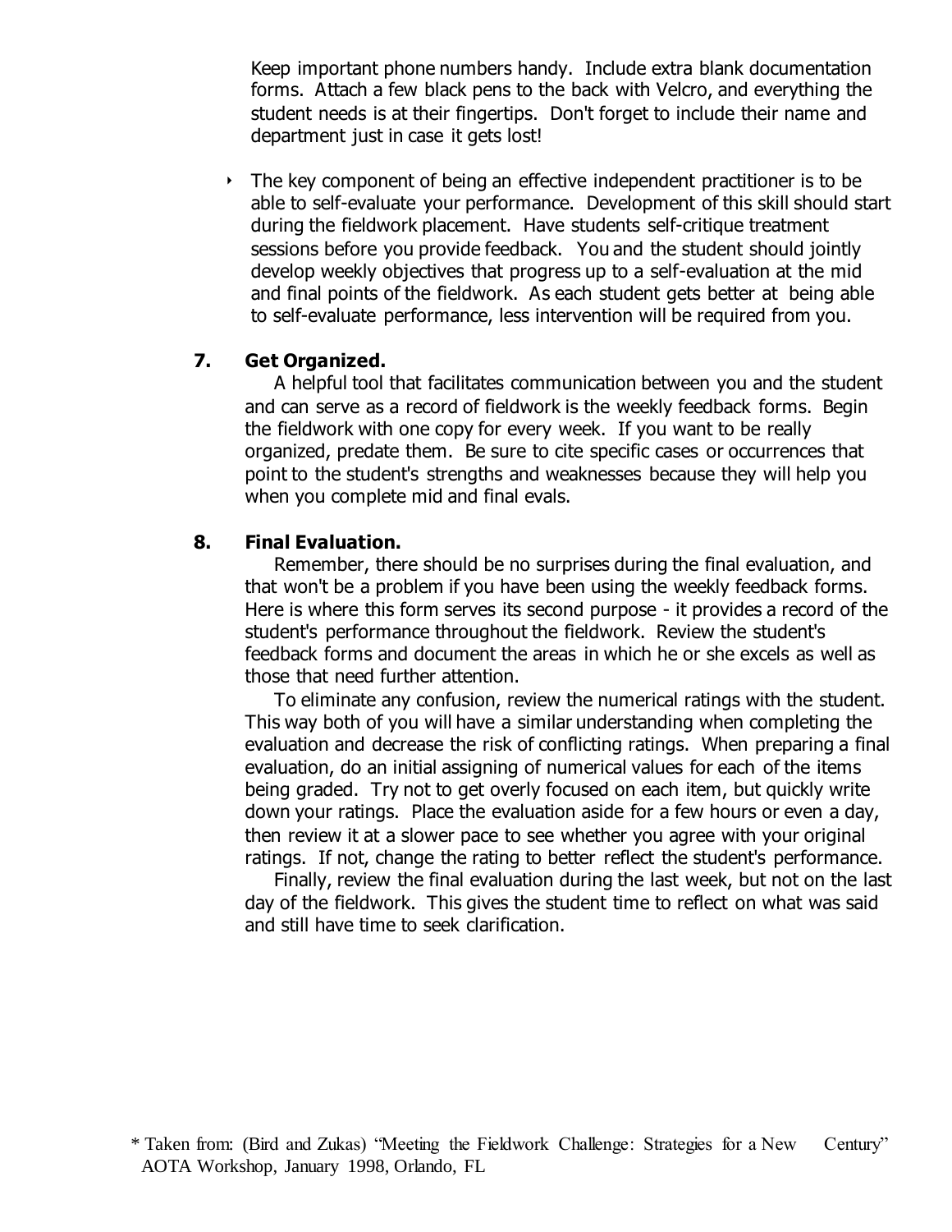Keep important phone numbers handy. Include extra blank documentation forms. Attach a few black pens to the back with Velcro, and everything the student needs is at their fingertips. Don't forget to include their name and department just in case it gets lost!

- The key component of being an effective independent practitioner is to be able to self-evaluate your performance. Development of this skill should start during the fieldwork placement. Have students self-critique treatment sessions before you provide feedback. You and the student should jointly develop weekly objectives that progress up to a self-evaluation at the mid and final points of the fieldwork. As each student gets better at being able to self-evaluate performance, less intervention will be required from you.

**7. Get Organized.**

A helpful tool that facilitates communication between you and the student and can serve as a record of fieldwork is the weekly feedback forms. Begin the fieldwork with one copy for every week. If you want to be really organized, predate them. Be sure to cite specific cases or occurrences that point to the student's strengths and weaknesses because they will help you when you complete mid and final evals.

**8. Final Evaluation.**

Remember, there should be no surprises during the final evaluation, and that won't be a problem if you have been using the weekly feedback forms. Here is where this form serves its second purpose - it provides a record of the student's performance throughout the fieldwork. Review the student's feedback forms and document the areas in which he or she excels as well as those that need further attention.

To eliminate any confusion, review the numerical ratings with the student. This way both of you will have a similar understanding when completing the evaluation and decrease the risk of conflicting ratings. When preparing a final evaluation, do an initial assigning of numerical values for each of the items being graded. Try not to get overly focused on each item, but quickly write down your ratings. Place the evaluation aside for a few hours or even a day, then review it at a slower pace to see whether you agree with your original ratings. If not, change the rating to better reflect the student's performance.

Finally, review the final evaluation during the last week, but not on the last day of the fieldwork. This gives the student time to reflect on what was said and still have time to seek clarification.

* Taken from: (Bird and Zukas) "Meeting the Fieldwork Challenge: Strategies for a New Century" AOTA Workshop, January 1998, Orlando, FL